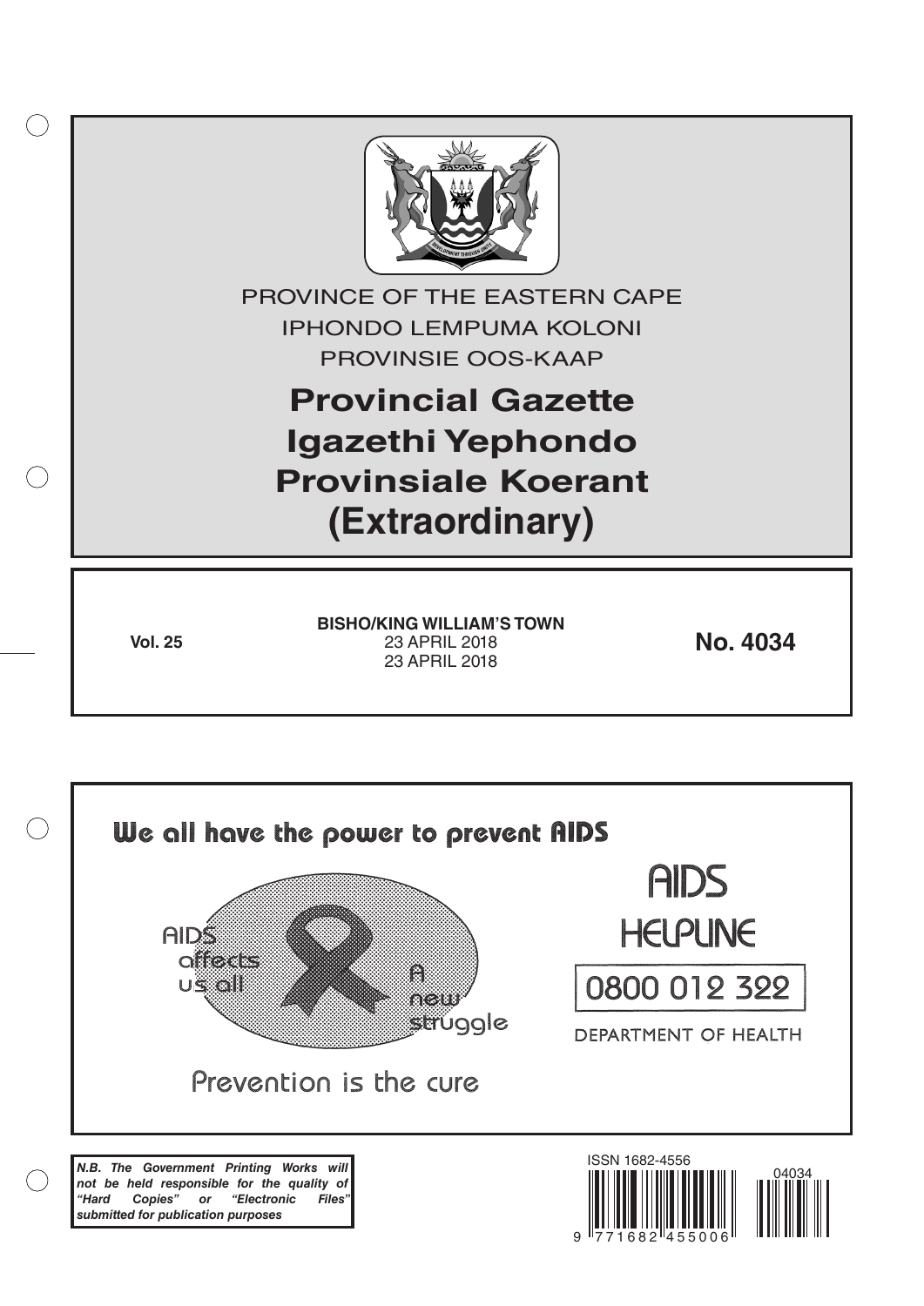PROVINCE OF THE EASTERN CAPE

IPHONDO LEMPUMA KOLONI

PROVINSIE OOS-KAAP

# Provincial Gazette
# Igazethi Yephondo
# Provinsiale Koerant
# (Extraordinary)

**Vol. 25**

**BISHO/KING WILLIAM'S TOWN**

23 APRIL 2018

23 APRIL 2018

**No. 4034**

We all have the power to prevent AIDS

AIDS affects us all

A new struggle

Prevention is the cure

AIDS HELPLINE

0800 012 322

DEPARTMENT OF HEALTH

***N.B. The Government Printing Works will not be held responsible for the quality of "Hard Copies" or "Electronic Files" submitted for publication purposes***

ISSN 1682-4556

04034

9 771682 455006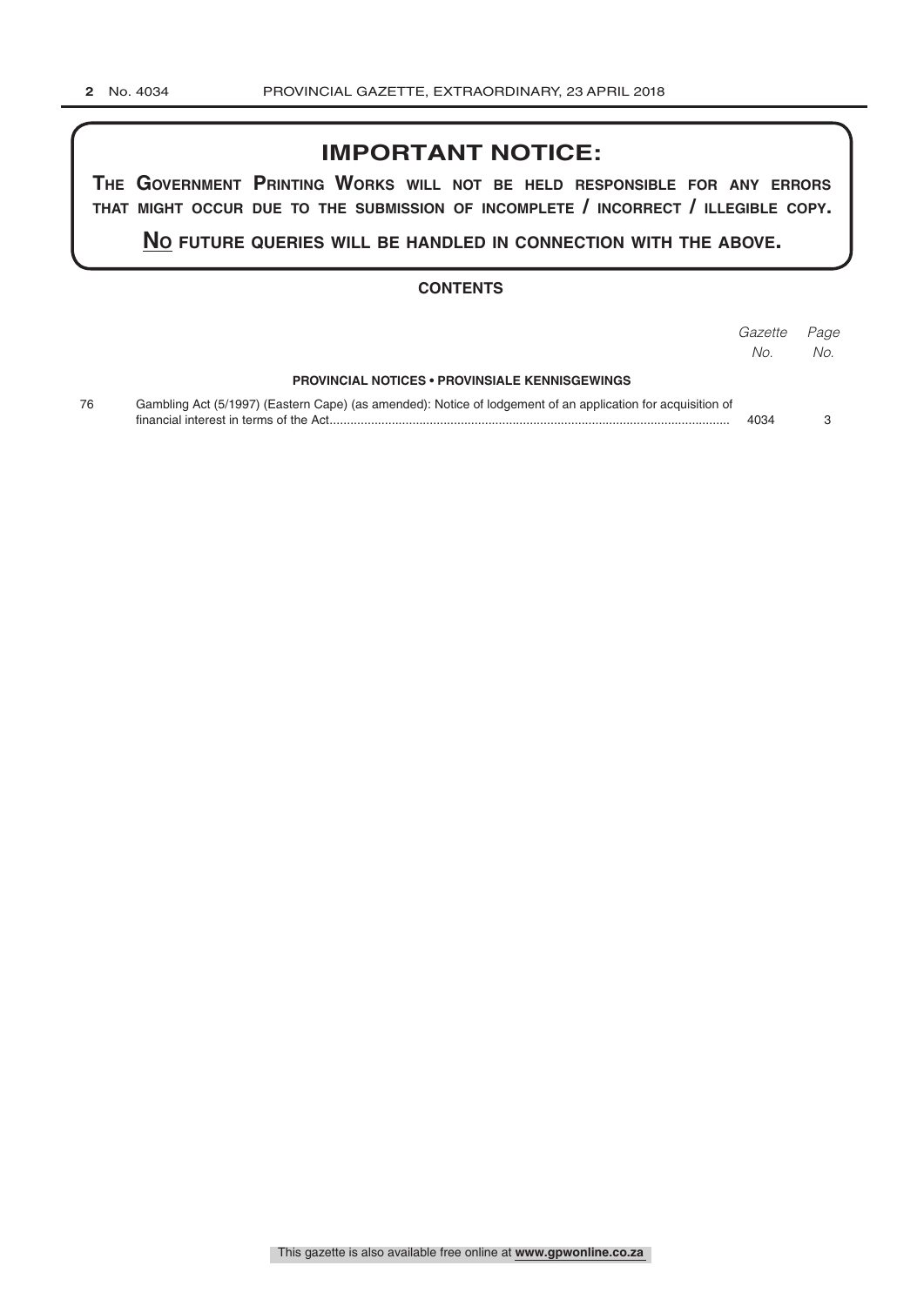## IMPORTANT NOTICE:

**The Government Printing Works will not be held responsible for any errors that might occur due to the submission of incomplete / incorrect / illegible copy.**

**No future queries will be handled in connection with the above.**

### CONTENTS

| | | *Gazette No.* | *Page No.* |
|---|---|---|---|
| | **PROVINCIAL NOTICES • PROVINSIALE KENNISGEWINGS** | | |
| 76 | Gambling Act (5/1997) (Eastern Cape) (as amended): Notice of lodgement of an application for acquisition of financial interest in terms of the Act | 4034 | 3 |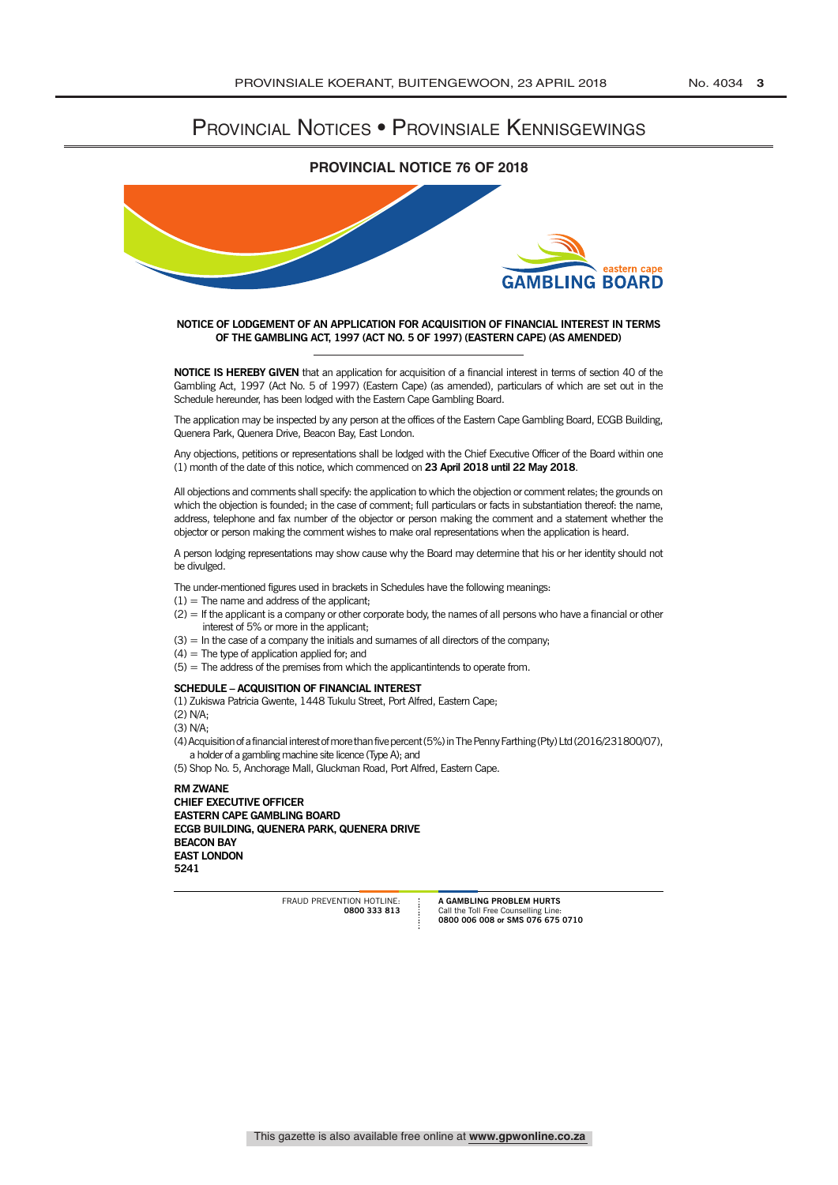# Provincial Notices • Provinsiale Kennisgewings

## PROVINCIAL NOTICE 76 OF 2018

eastern cape
GAMBLING BOARD

**NOTICE OF LODGEMENT OF AN APPLICATION FOR ACQUISITION OF FINANCIAL INTEREST IN TERMS OF THE GAMBLING ACT, 1997 (ACT NO. 5 OF 1997) (EASTERN CAPE) (AS AMENDED)**

**NOTICE IS HEREBY GIVEN** that an application for acquisition of a financial interest in terms of section 40 of the Gambling Act, 1997 (Act No. 5 of 1997) (Eastern Cape) (as amended), particulars of which are set out in the Schedule hereunder, has been lodged with the Eastern Cape Gambling Board.

The application may be inspected by any person at the offices of the Eastern Cape Gambling Board, ECGB Building, Quenera Park, Quenera Drive, Beacon Bay, East London.

Any objections, petitions or representations shall be lodged with the Chief Executive Officer of the Board within one (1) month of the date of this notice, which commenced on **23 April 2018 until 22 May 2018**.

All objections and comments shall specify: the application to which the objection or comment relates; the grounds on which the objection is founded; in the case of comment; full particulars or facts in substantiation thereof: the name, address, telephone and fax number of the objector or person making the comment and a statement whether the objector or person making the comment wishes to make oral representations when the application is heard.

A person lodging representations may show cause why the Board may determine that his or her identity should not be divulged.

The under-mentioned figures used in brackets in Schedules have the following meanings:

(1) = The name and address of the applicant;
(2) = If the applicant is a company or other corporate body, the names of all persons who have a financial or other interest of 5% or more in the applicant;
(3) = In the case of a company the initials and surnames of all directors of the company;
(4) = The type of application applied for; and
(5) = The address of the premises from which the applicantintends to operate from.

**SCHEDULE – ACQUISITION OF FINANCIAL INTEREST**

(1) Zukiswa Patricia Gwente, 1448 Tukulu Street, Port Alfred, Eastern Cape;
(2) N/A;
(3) N/A;
(4) Acquisition of a financial interest of more than five percent (5%) in The Penny Farthing (Pty) Ltd (2016/231800/07), a holder of a gambling machine site licence (Type A); and
(5) Shop No. 5, Anchorage Mall, Gluckman Road, Port Alfred, Eastern Cape.

**RM ZWANE**
**CHIEF EXECUTIVE OFFICER**
**EASTERN CAPE GAMBLING BOARD**
**ECGB BUILDING, QUENERA PARK, QUENERA DRIVE**
**BEACON BAY**
**EAST LONDON**
**5241**

FRAUD PREVENTION HOTLINE: **0800 333 813**

**A GAMBLING PROBLEM HURTS**
Call the Toll Free Counselling Line:
**0800 006 008 or SMS 076 675 0710**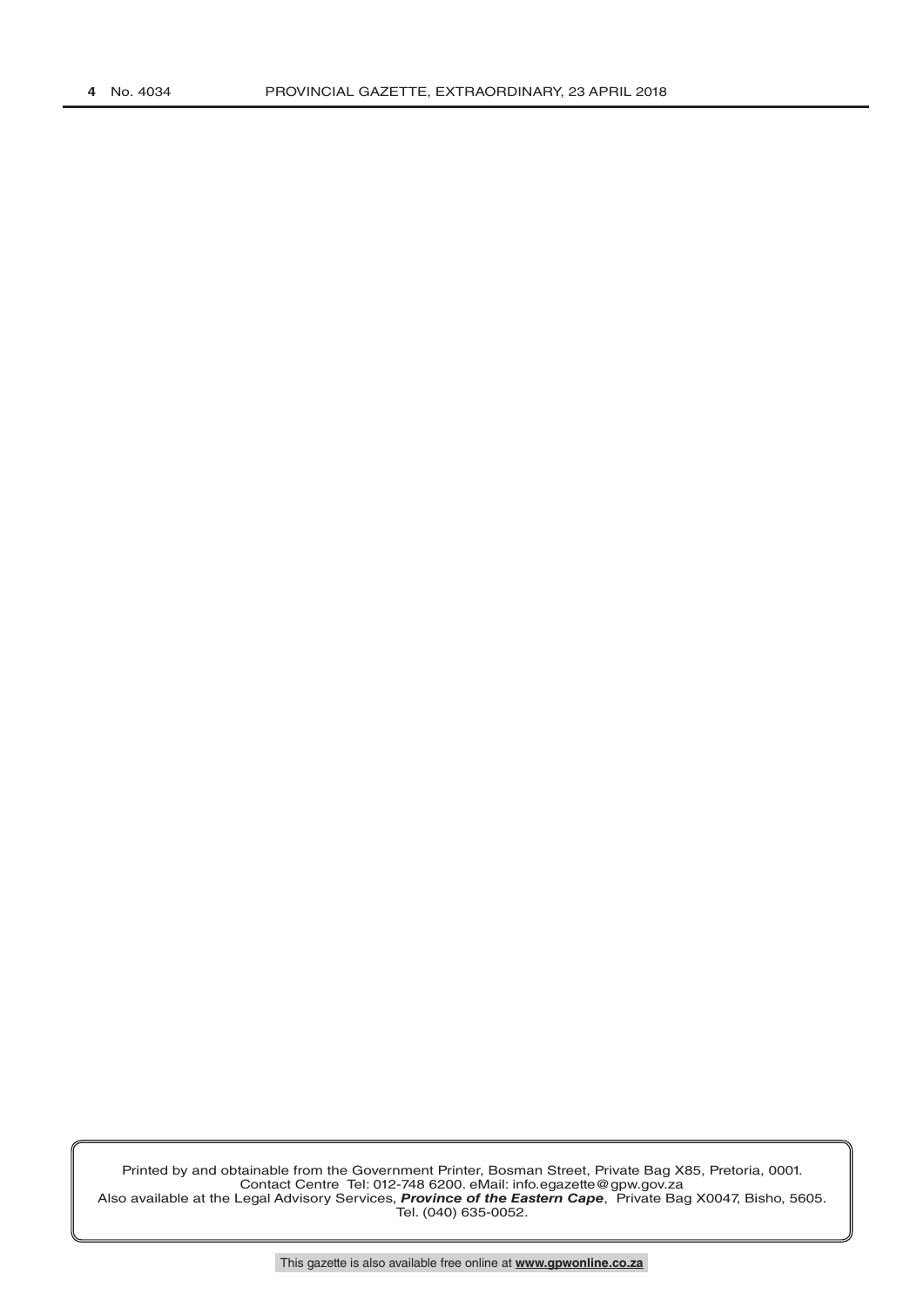Printed by and obtainable from the Government Printer, Bosman Street, Private Bag X85, Pretoria, 0001.
Contact Centre Tel: 012-748 6200. eMail: info.egazette@gpw.gov.za
Also available at the Legal Advisory Services, ***Province of the Eastern Cape***, Private Bag X0047, Bisho, 5605.
Tel. (040) 635-0052.

This gazette is also available free online at **www.gpwonline.co.za**